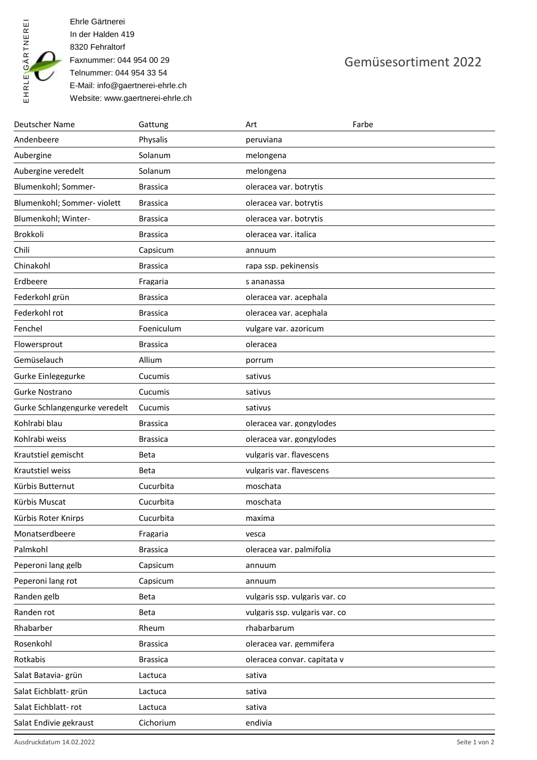Ehrle Gärtnerei
In der Halden 419
8320 Fehraltorf
Faxnummer: 044 954 00 29
Telnummer: 044 954 33 54
E-Mail: info@gaertnerei-ehrle.ch
Website: www.gaertnerei-ehrle.ch

# Gemüsesortiment 2022

| Deutscher Name | Gattung | Art | Farbe |
|---|---|---|---|
| Andenbeere | Physalis | peruviana | |
| Aubergine | Solanum | melongena | |
| Aubergine veredelt | Solanum | melongena | |
| Blumenkohl; Sommer- | Brassica | oleracea var. botrytis | |
| Blumenkohl; Sommer- violett | Brassica | oleracea var. botrytis | |
| Blumenkohl; Winter- | Brassica | oleracea var. botrytis | |
| Brokkoli | Brassica | oleracea var. italica | |
| Chili | Capsicum | annuum | |
| Chinakohl | Brassica | rapa ssp. pekinensis | |
| Erdbeere | Fragaria | s ananassa | |
| Federkohl grün | Brassica | oleracea var. acephala | |
| Federkohl rot | Brassica | oleracea var. acephala | |
| Fenchel | Foeniculum | vulgare var. azoricum | |
| Flowersprout | Brassica | oleracea | |
| Gemüselauch | Allium | porrum | |
| Gurke Einlegegurke | Cucumis | sativus | |
| Gurke Nostrano | Cucumis | sativus | |
| Gurke Schlangengurke veredelt | Cucumis | sativus | |
| Kohlrabi blau | Brassica | oleracea var. gongylodes | |
| Kohlrabi weiss | Brassica | oleracea var. gongylodes | |
| Krautstiel gemischt | Beta | vulgaris var. flavescens | |
| Krautstiel weiss | Beta | vulgaris var. flavescens | |
| Kürbis Butternut | Cucurbita | moschata | |
| Kürbis Muscat | Cucurbita | moschata | |
| Kürbis Roter Knirps | Cucurbita | maxima | |
| Monatserdbeere | Fragaria | vesca | |
| Palmkohl | Brassica | oleracea var. palmifolia | |
| Peperoni lang gelb | Capsicum | annuum | |
| Peperoni lang rot | Capsicum | annuum | |
| Randen gelb | Beta | vulgaris ssp. vulgaris var. co | |
| Randen rot | Beta | vulgaris ssp. vulgaris var. co | |
| Rhabarber | Rheum | rhabarbarum | |
| Rosenkohl | Brassica | oleracea var. gemmifera | |
| Rotkabis | Brassica | oleracea convar. capitata v | |
| Salat Batavia- grün | Lactuca | sativa | |
| Salat Eichblatt- grün | Lactuca | sativa | |
| Salat Eichblatt- rot | Lactuca | sativa | |
| Salat Endivie gekraust | Cichorium | endivia | |

Ausdruckdatum 14.02.2022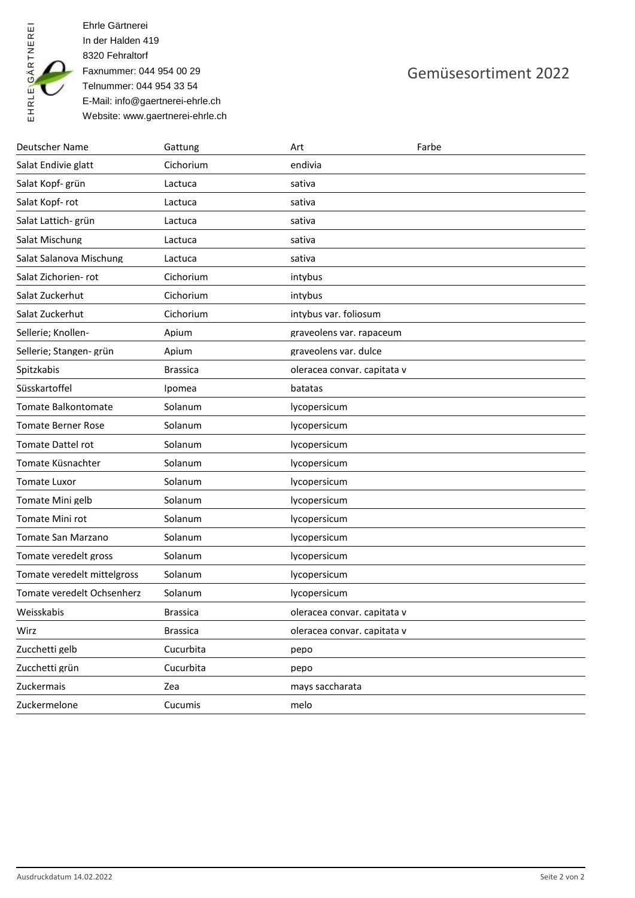Ehrle Gärtnerei
In der Halden 419
8320 Fehraltorf
Faxnummer: 044 954 00 29
Telnummer: 044 954 33 54
E-Mail: info@gaertnerei-ehrle.ch
Website: www.gaertnerei-ehrle.ch

# Gemüsesortiment 2022

| Deutscher Name | Gattung | Art | Farbe |
|---|---|---|---|
| Salat Endivie glatt | Cichorium | endivia | |
| Salat Kopf- grün | Lactuca | sativa | |
| Salat Kopf- rot | Lactuca | sativa | |
| Salat Lattich- grün | Lactuca | sativa | |
| Salat Mischung | Lactuca | sativa | |
| Salat Salanova Mischung | Lactuca | sativa | |
| Salat Zichorien- rot | Cichorium | intybus | |
| Salat Zuckerhut | Cichorium | intybus | |
| Salat Zuckerhut | Cichorium | intybus var. foliosum | |
| Sellerie; Knollen- | Apium | graveolens var. rapaceum | |
| Sellerie; Stangen- grün | Apium | graveolens var. dulce | |
| Spitzkabis | Brassica | oleracea convar. capitata v | |
| Süsskartoffel | Ipomea | batatas | |
| Tomate Balkontomate | Solanum | lycopersicum | |
| Tomate Berner Rose | Solanum | lycopersicum | |
| Tomate Dattel rot | Solanum | lycopersicum | |
| Tomate Küsnachter | Solanum | lycopersicum | |
| Tomate Luxor | Solanum | lycopersicum | |
| Tomate Mini gelb | Solanum | lycopersicum | |
| Tomate Mini rot | Solanum | lycopersicum | |
| Tomate San Marzano | Solanum | lycopersicum | |
| Tomate veredelt gross | Solanum | lycopersicum | |
| Tomate veredelt mittelgross | Solanum | lycopersicum | |
| Tomate veredelt Ochsenherz | Solanum | lycopersicum | |
| Weisskabis | Brassica | oleracea convar. capitata v | |
| Wirz | Brassica | oleracea convar. capitata v | |
| Zucchetti gelb | Cucurbita | pepo | |
| Zucchetti grün | Cucurbita | pepo | |
| Zuckermais | Zea | mays saccharata | |
| Zuckermelone | Cucumis | melo | |

Ausdruckdatum 14.02.2022